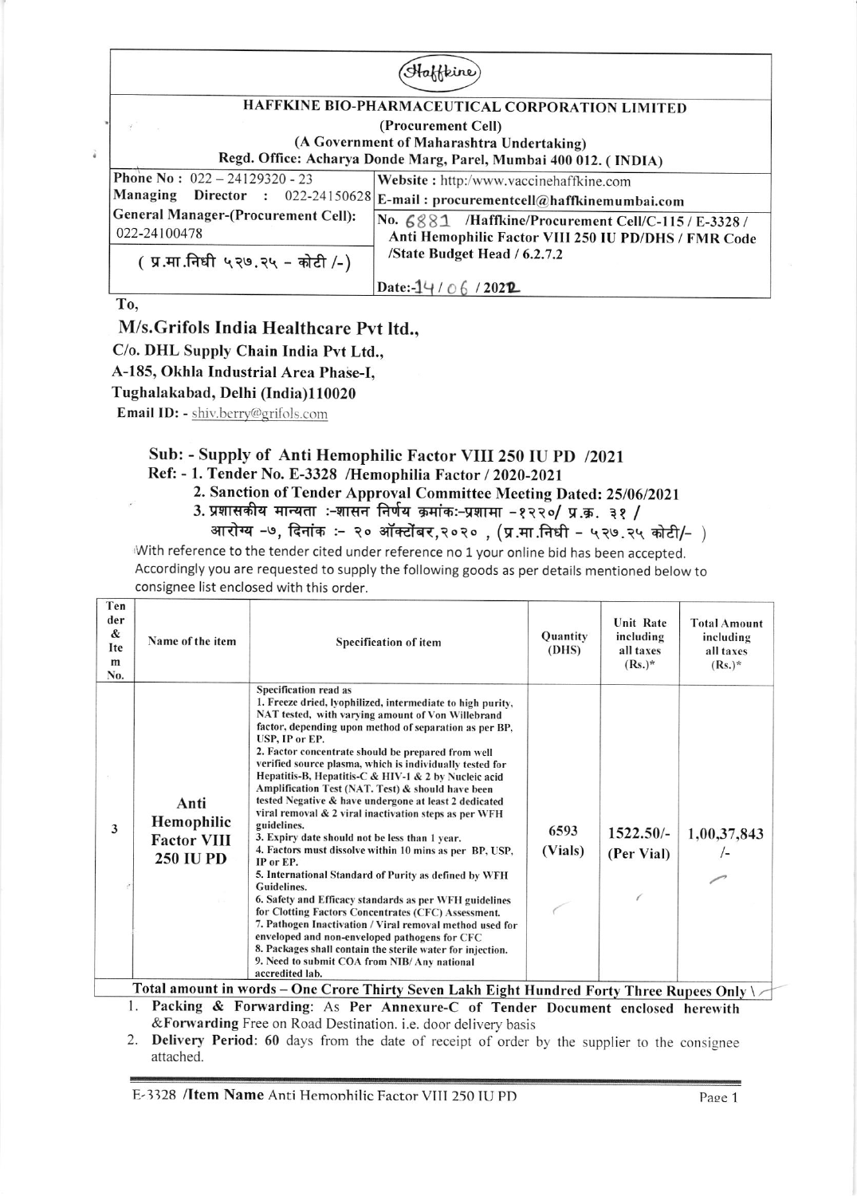Haffkine

# HAFFKINE BIO-PHARMACEUTICAL CORPORATION LIMITED

(Procurement Cell)

(A Government of Maharashtra Undertaking)

Regd. Office: Acharya Donde Marg, Parel, Mumbai 400 012. ( INDIA)

| | |
|---|---|
| Phone No : 022 – 24129320 - 23 | Website : http:/www.vaccinehaffkine.com |
| Managing Director : 022-24150628 | E-mail : procurementcell@haffkinemumbai.com |
| General Manager-(Procurement Cell): 022-24100478 | No. 6881 /Haffkine/Procurement Cell/C-115 / E-3328 / Anti Hemophilic Factor VIII 250 IU PD/DHS / FMR Code /State Budget Head / 6.2.7.2 |
| ( प्र.मा.निधी ५२७.२५ – कोटी /-) | Date:-14 / 06 / 2022 |

To,

**M/s.Grifols India Healthcare Pvt ltd.,**
**C/o. DHL Supply Chain India Pvt Ltd.,**
**A-185, Okhla Industrial Area Phase-I,**
**Tughalakabad, Delhi (India)110020**
**Email ID:** - shiv.berry@grifols.com

**Sub: - Supply of Anti Hemophilic Factor VIII 250 IU PD /2021**

**Ref: - 1. Tender No. E-3328 /Hemophilia Factor / 2020-2021**

**2. Sanction of Tender Approval Committee Meeting Dated: 25/06/2021**

**3. प्रशासकीय मान्यता :-शासन निर्णय क्रमांक:-प्रशामा –१२२०/ प्र.क्र. ३१ / आरोग्य –७, दिनांक :- २० ऑक्टोंबर,२०२० , (प्र.मा.निधी – ५२७.२५ कोटी/– )**

With reference to the tender cited under reference no 1 your online bid has been accepted. Accordingly you are requested to supply the following goods as per details mentioned below to consignee list enclosed with this order.

| Tender & Item No. | Name of the item | Specification of item | Quantity (DHS) | Unit Rate including all taxes (Rs.)* | Total Amount including all taxes (Rs.)* |
|---|---|---|---|---|---|
| 3 | Anti Hemophilic Factor VIII 250 IU PD | Specification read as<br>1. Freeze dried, lyophilized, intermediate to high purity, NAT tested, with varying amount of Von Willebrand factor, depending upon method of separation as per BP, USP, IP or EP.<br>2. Factor concentrate should be prepared from well verified source plasma, which is individually tested for Hepatitis-B, Hepatitis-C & HIV-1 & 2 by Nucleic acid Amplification Test (NAT. Test) & should have been tested Negative & have undergone at least 2 dedicated viral removal & 2 viral inactivation steps as per WFH guidelines.<br>3. Expiry date should not be less than 1 year.<br>4. Factors must dissolve within 10 mins as per BP, USP, IP or EP.<br>5. International Standard of Purity as defined by WFH Guidelines.<br>6. Safety and Efficacy standards as per WFH guidelines for Clotting Factors Concentrates (CFC) Assessment.<br>7. Pathogen Inactivation / Viral removal method used for enveloped and non-enveloped pathogens for CFC<br>8. Packages shall contain the sterile water for injection.<br>9. Need to submit COA from NIB/ Any national accredited lab. | 6593 (Vials) | 1522.50/- (Per Vial) | 1,00,37,843 /- |

**Total amount in words – One Crore Thirty Seven Lakh Eight Hundred Forty Three Rupees Only**

1. **Packing & Forwarding**: As **Per Annexure-C of Tender Document enclosed herewith &Forwarding** Free on Road Destination. i.e. door delivery basis
2. **Delivery Period: 60** days from the date of receipt of order by the supplier to the consignee attached.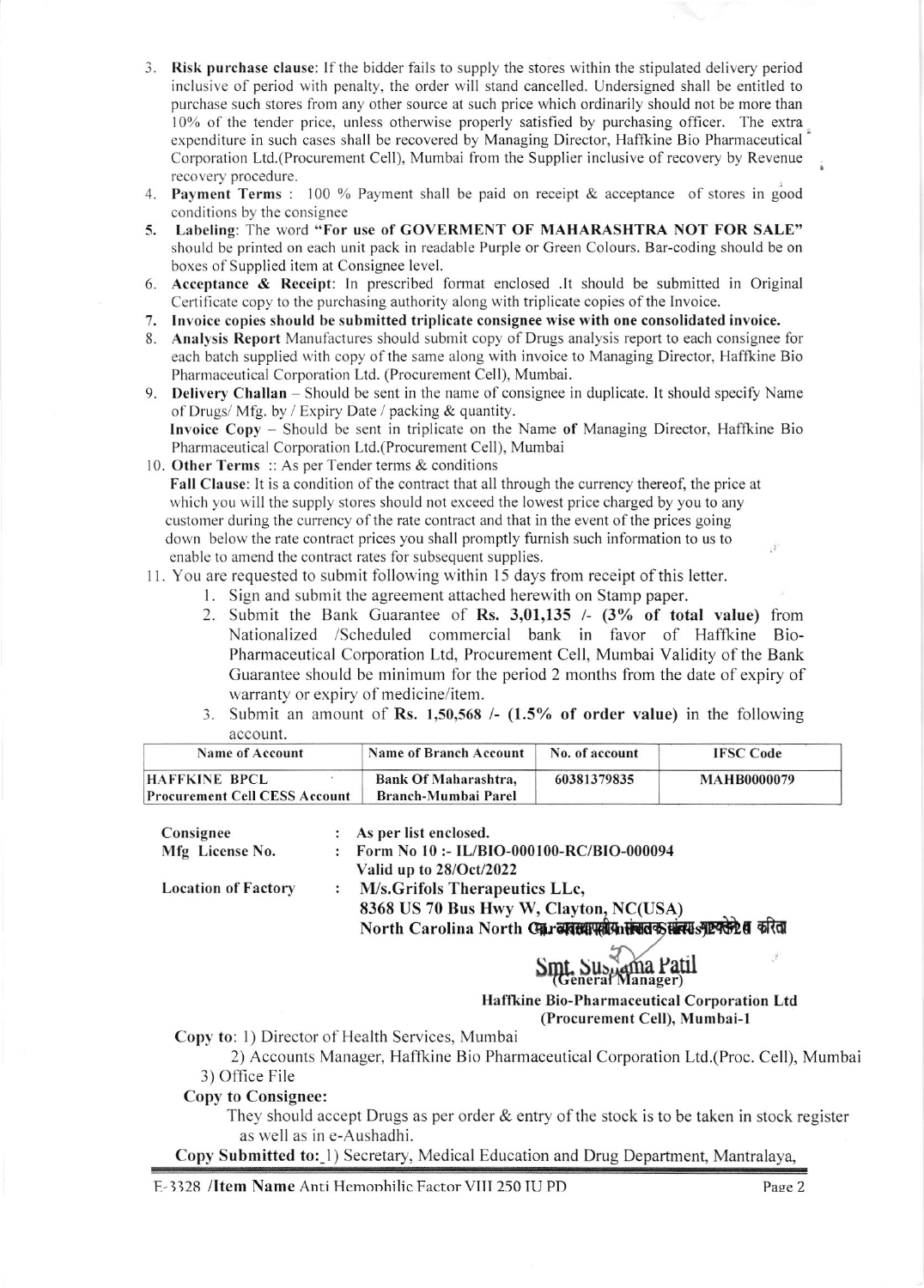3. **Risk purchase clause**: If the bidder fails to supply the stores within the stipulated delivery period inclusive of period with penalty, the order will stand cancelled. Undersigned shall be entitled to purchase such stores from any other source at such price which ordinarily should not be more than 10% of the tender price, unless otherwise properly satisfied by purchasing officer. The extra expenditure in such cases shall be recovered by Managing Director, Haffkine Bio Pharmaceutical Corporation Ltd.(Procurement Cell), Mumbai from the Supplier inclusive of recovery by Revenue recovery procedure.
4. **Payment Terms** : 100 % Payment shall be paid on receipt & acceptance of stores in good conditions by the consignee
5. **Labeling**: The word **"For use of GOVERMENT OF MAHARASHTRA NOT FOR SALE"** should be printed on each unit pack in readable Purple or Green Colours. Bar-coding should be on boxes of Supplied item at Consignee level.
6. **Acceptance & Receipt**: In prescribed format enclosed .It should be submitted in Original Certificate copy to the purchasing authority along with triplicate copies of the Invoice.
7. **Invoice copies should be submitted triplicate consignee wise with one consolidated invoice.**
8. **Analysis Report** Manufactures should submit copy of Drugs analysis report to each consignee for each batch supplied with copy of the same along with invoice to Managing Director, Haffkine Bio Pharmaceutical Corporation Ltd. (Procurement Cell), Mumbai.
9. **Delivery Challan** – Should be sent in the name of consignee in duplicate. It should specify Name of Drugs/ Mfg. by / Expiry Date / packing & quantity.
   **Invoice Copy** – Should be sent in triplicate on the Name **of** Managing Director, Haffkine Bio Pharmaceutical Corporation Ltd.(Procurement Cell), Mumbai
10. **Other Terms** :: As per Tender terms & conditions
    **Fall Clause**: It is a condition of the contract that all through the currency thereof, the price at which you will the supply stores should not exceed the lowest price charged by you to any customer during the currency of the rate contract and that in the event of the prices going down below the rate contract prices you shall promptly furnish such information to us to enable to amend the contract rates for subsequent supplies.
11. You are requested to submit following within 15 days from receipt of this letter.
    1. Sign and submit the agreement attached herewith on Stamp paper.
    2. Submit the Bank Guarantee of **Rs. 3,01,135 /- (3% of total value)** from Nationalized /Scheduled commercial bank in favor of Haffkine Bio-Pharmaceutical Corporation Ltd, Procurement Cell, Mumbai Validity of the Bank Guarantee should be minimum for the period 2 months from the date of expiry of warranty or expiry of medicine/item.
    3. Submit an amount of **Rs. 1,50,568 /- (1.5% of order value)** in the following account.

| Name of Account | Name of Branch Account | No. of account | IFSC Code |
|---|---|---|---|
| **HAFFKINE BPCL Procurement Cell CESS Account** | **Bank Of Maharashtra, Branch-Mumbai Parel** | **60381379835** | **MAHB0000079** |

**Consignee** : **As per list enclosed.**
**Mfg License No.** : **Form No 10 :- IL/BIO-000100-RC/BIO-000094 Valid up to 28/Oct/2022**
**Location of Factory** : **M/s.Grifols Therapeutics LLc, 8368 US 70 Bus Hwy W, Clayton, NC(USA) North Carolina North Carolina**

**Smt. Sushama Patil**
**(General Manager)**
**Haffkine Bio-Pharmaceutical Corporation Ltd**
**(Procurement Cell), Mumbai-1**

**Copy to**: 1) Director of Health Services, Mumbai
2) Accounts Manager, Haffkine Bio Pharmaceutical Corporation Ltd.(Proc. Cell), Mumbai
3) Office File

**Copy to Consignee:**
They should accept Drugs as per order & entry of the stock is to be taken in stock register as well as in e-Aushadhi.

**Copy Submitted to:** 1) Secretary, Medical Education and Drug Department, Mantralaya,

E-3328 /**Item Name** Anti Hemophilic Factor VIII 250 IU PD